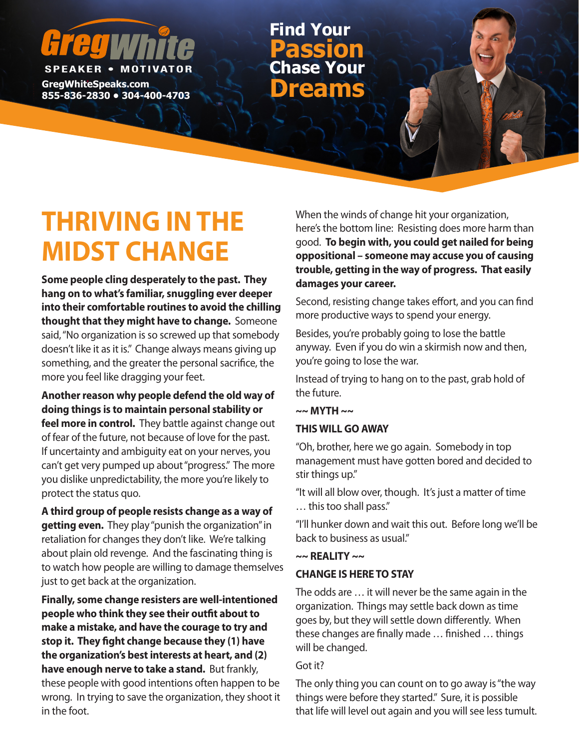Greg White

SPEAKER • MOTIVATOR

GregWhiteSpeaks.com
855-836-2830 • 304-400-4703

Find Your **Passion**
Chase Your **Dreams**

# THRIVING IN THE MIDST CHANGE

**Some people cling desperately to the past. They hang on to what's familiar, snuggling ever deeper into their comfortable routines to avoid the chilling thought that they might have to change.** Someone said, "No organization is so screwed up that somebody doesn't like it as it is." Change always means giving up something, and the greater the personal sacrifice, the more you feel like dragging your feet.

**Another reason why people defend the old way of doing things is to maintain personal stability or feel more in control.** They battle against change out of fear of the future, not because of love for the past. If uncertainty and ambiguity eat on your nerves, you can't get very pumped up about "progress." The more you dislike unpredictability, the more you're likely to protect the status quo.

**A third group of people resists change as a way of getting even.** They play "punish the organization" in retaliation for changes they don't like. We're talking about plain old revenge. And the fascinating thing is to watch how people are willing to damage themselves just to get back at the organization.

**Finally, some change resisters are well-intentioned people who think they see their outfit about to make a mistake, and have the courage to try and stop it. They fight change because they (1) have the organization's best interests at heart, and (2) have enough nerve to take a stand.** But frankly, these people with good intentions often happen to be wrong. In trying to save the organization, they shoot it in the foot.

When the winds of change hit your organization, here's the bottom line: Resisting does more harm than good. **To begin with, you could get nailed for being oppositional – someone may accuse you of causing trouble, getting in the way of progress. That easily damages your career.**

Second, resisting change takes effort, and you can find more productive ways to spend your energy.

Besides, you're probably going to lose the battle anyway. Even if you do win a skirmish now and then, you're going to lose the war.

Instead of trying to hang on to the past, grab hold of the future.

**~~ MYTH ~~**

**THIS WILL GO AWAY**

"Oh, brother, here we go again. Somebody in top management must have gotten bored and decided to stir things up."

"It will all blow over, though. It's just a matter of time … this too shall pass."

"I'll hunker down and wait this out. Before long we'll be back to business as usual."

**~~ REALITY ~~**

**CHANGE IS HERE TO STAY**

The odds are … it will never be the same again in the organization. Things may settle back down as time goes by, but they will settle down differently. When these changes are finally made … finished … things will be changed.

Got it?

The only thing you can count on to go away is "the way things were before they started." Sure, it is possible that life will level out again and you will see less tumult.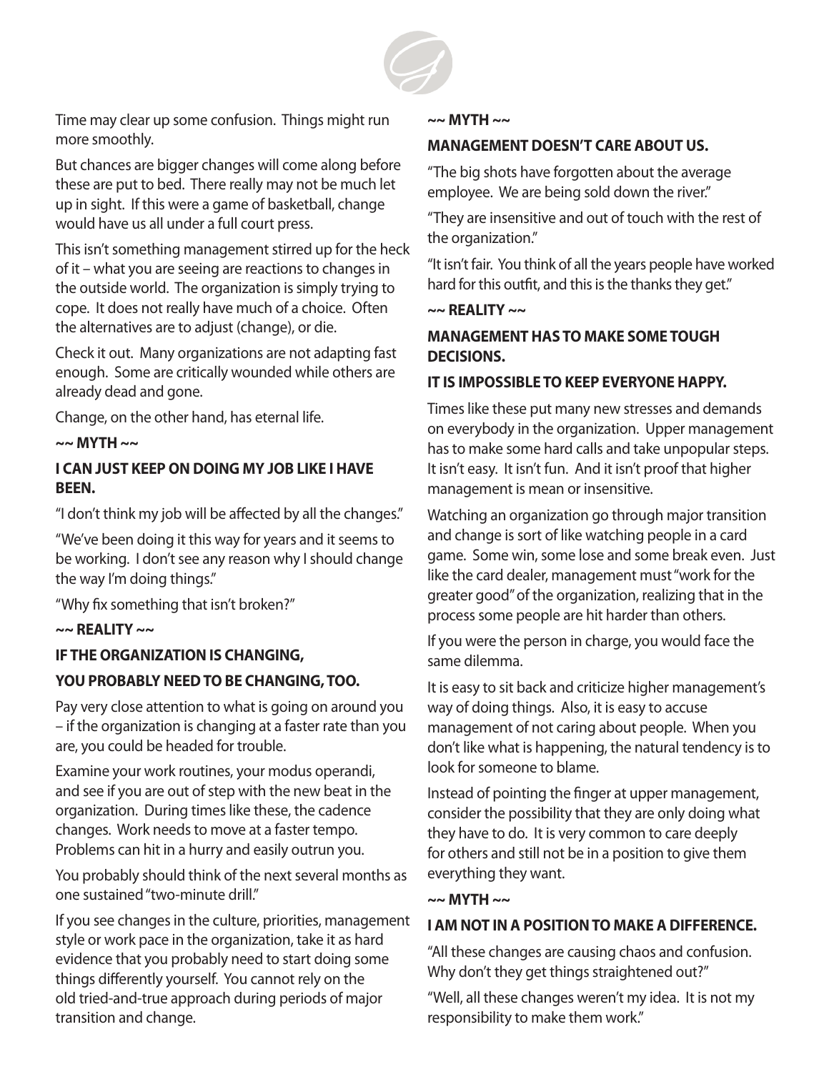Time may clear up some confusion. Things might run more smoothly.

But chances are bigger changes will come along before these are put to bed. There really may not be much let up in sight. If this were a game of basketball, change would have us all under a full court press.

This isn't something management stirred up for the heck of it – what you are seeing are reactions to changes in the outside world. The organization is simply trying to cope. It does not really have much of a choice. Often the alternatives are to adjust (change), or die.

Check it out. Many organizations are not adapting fast enough. Some are critically wounded while others are already dead and gone.

Change, on the other hand, has eternal life.

**~~ MYTH ~~**

**I CAN JUST KEEP ON DOING MY JOB LIKE I HAVE BEEN.**

"I don't think my job will be affected by all the changes."

"We've been doing it this way for years and it seems to be working. I don't see any reason why I should change the way I'm doing things."

"Why fix something that isn't broken?"

**~~ REALITY ~~**

**IF THE ORGANIZATION IS CHANGING,**

**YOU PROBABLY NEED TO BE CHANGING, TOO.**

Pay very close attention to what is going on around you – if the organization is changing at a faster rate than you are, you could be headed for trouble.

Examine your work routines, your modus operandi, and see if you are out of step with the new beat in the organization. During times like these, the cadence changes. Work needs to move at a faster tempo. Problems can hit in a hurry and easily outrun you.

You probably should think of the next several months as one sustained "two-minute drill."

If you see changes in the culture, priorities, management style or work pace in the organization, take it as hard evidence that you probably need to start doing some things differently yourself. You cannot rely on the old tried-and-true approach during periods of major transition and change.

**~~ MYTH ~~**

**MANAGEMENT DOESN'T CARE ABOUT US.**

"The big shots have forgotten about the average employee. We are being sold down the river."

"They are insensitive and out of touch with the rest of the organization."

"It isn't fair. You think of all the years people have worked hard for this outfit, and this is the thanks they get."

**~~ REALITY ~~**

**MANAGEMENT HAS TO MAKE SOME TOUGH DECISIONS.**

**IT IS IMPOSSIBLE TO KEEP EVERYONE HAPPY.**

Times like these put many new stresses and demands on everybody in the organization. Upper management has to make some hard calls and take unpopular steps. It isn't easy. It isn't fun. And it isn't proof that higher management is mean or insensitive.

Watching an organization go through major transition and change is sort of like watching people in a card game. Some win, some lose and some break even. Just like the card dealer, management must "work for the greater good" of the organization, realizing that in the process some people are hit harder than others.

If you were the person in charge, you would face the same dilemma.

It is easy to sit back and criticize higher management's way of doing things. Also, it is easy to accuse management of not caring about people. When you don't like what is happening, the natural tendency is to look for someone to blame.

Instead of pointing the finger at upper management, consider the possibility that they are only doing what they have to do. It is very common to care deeply for others and still not be in a position to give them everything they want.

**~~ MYTH ~~**

**I AM NOT IN A POSITION TO MAKE A DIFFERENCE.**

"All these changes are causing chaos and confusion. Why don't they get things straightened out?"

"Well, all these changes weren't my idea. It is not my responsibility to make them work."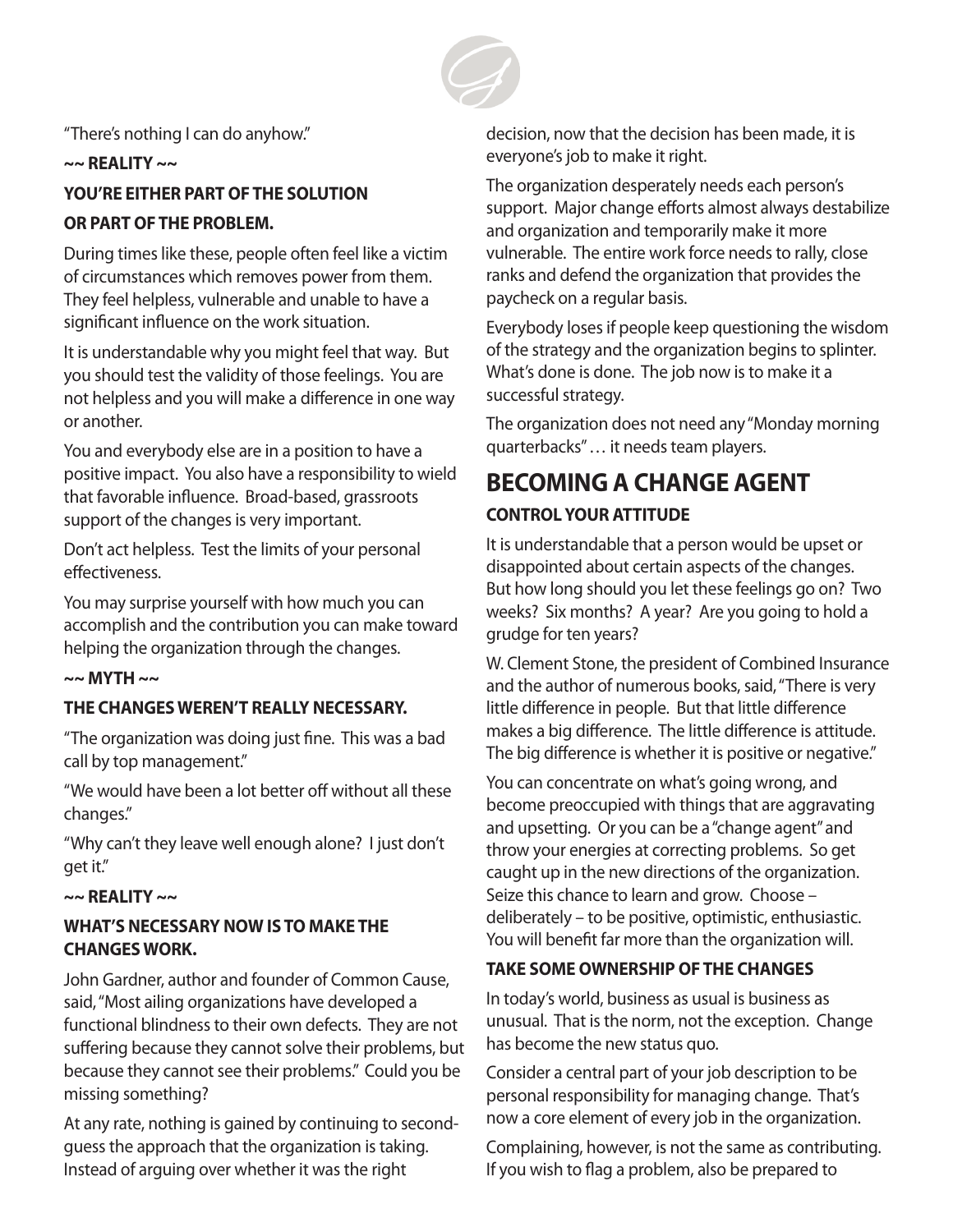"There's nothing I can do anyhow."

**~~ REALITY ~~**

**YOU'RE EITHER PART OF THE SOLUTION OR PART OF THE PROBLEM.**

During times like these, people often feel like a victim of circumstances which removes power from them. They feel helpless, vulnerable and unable to have a significant influence on the work situation.

It is understandable why you might feel that way. But you should test the validity of those feelings. You are not helpless and you will make a difference in one way or another.

You and everybody else are in a position to have a positive impact. You also have a responsibility to wield that favorable influence. Broad-based, grassroots support of the changes is very important.

Don't act helpless. Test the limits of your personal effectiveness.

You may surprise yourself with how much you can accomplish and the contribution you can make toward helping the organization through the changes.

**~~ MYTH ~~**

**THE CHANGES WEREN'T REALLY NECESSARY.**

"The organization was doing just fine. This was a bad call by top management."

"We would have been a lot better off without all these changes."

"Why can't they leave well enough alone? I just don't get it."

**~~ REALITY ~~**

**WHAT'S NECESSARY NOW IS TO MAKE THE CHANGES WORK.**

John Gardner, author and founder of Common Cause, said, "Most ailing organizations have developed a functional blindness to their own defects. They are not suffering because they cannot solve their problems, but because they cannot see their problems." Could you be missing something?

At any rate, nothing is gained by continuing to second-guess the approach that the organization is taking. Instead of arguing over whether it was the right decision, now that the decision has been made, it is everyone's job to make it right.

The organization desperately needs each person's support. Major change efforts almost always destabilize and organization and temporarily make it more vulnerable. The entire work force needs to rally, close ranks and defend the organization that provides the paycheck on a regular basis.

Everybody loses if people keep questioning the wisdom of the strategy and the organization begins to splinter. What's done is done. The job now is to make it a successful strategy.

The organization does not need any "Monday morning quarterbacks" … it needs team players.

# BECOMING A CHANGE AGENT

### CONTROL YOUR ATTITUDE

It is understandable that a person would be upset or disappointed about certain aspects of the changes. But how long should you let these feelings go on? Two weeks? Six months? A year? Are you going to hold a grudge for ten years?

W. Clement Stone, the president of Combined Insurance and the author of numerous books, said, "There is very little difference in people. But that little difference makes a big difference. The little difference is attitude. The big difference is whether it is positive or negative."

You can concentrate on what's going wrong, and become preoccupied with things that are aggravating and upsetting. Or you can be a "change agent" and throw your energies at correcting problems. So get caught up in the new directions of the organization. Seize this chance to learn and grow. Choose – deliberately – to be positive, optimistic, enthusiastic. You will benefit far more than the organization will.

### TAKE SOME OWNERSHIP OF THE CHANGES

In today's world, business as usual is business as unusual. That is the norm, not the exception. Change has become the new status quo.

Consider a central part of your job description to be personal responsibility for managing change. That's now a core element of every job in the organization.

Complaining, however, is not the same as contributing. If you wish to flag a problem, also be prepared to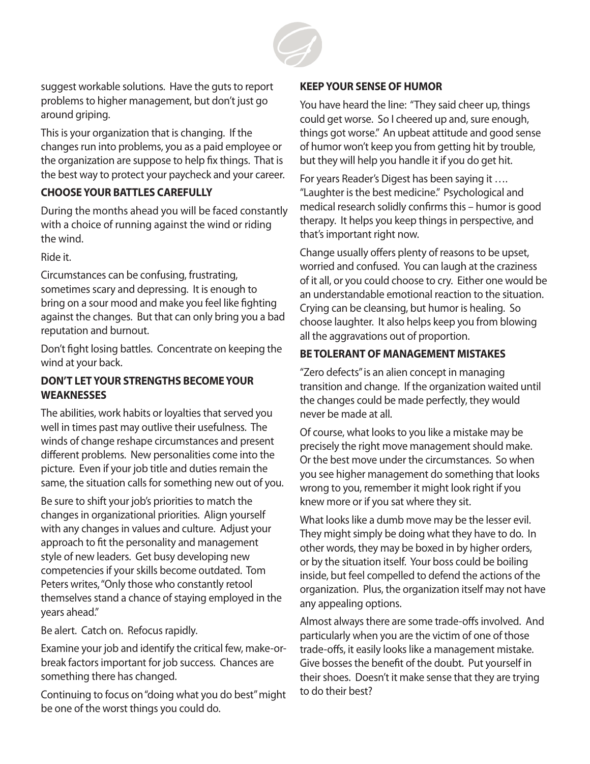suggest workable solutions. Have the guts to report problems to higher management, but don't just go around griping.

This is your organization that is changing. If the changes run into problems, you as a paid employee or the organization are suppose to help fix things. That is the best way to protect your paycheck and your career.

### CHOOSE YOUR BATTLES CAREFULLY

During the months ahead you will be faced constantly with a choice of running against the wind or riding the wind.

Ride it.

Circumstances can be confusing, frustrating, sometimes scary and depressing. It is enough to bring on a sour mood and make you feel like fighting against the changes. But that can only bring you a bad reputation and burnout.

Don't fight losing battles. Concentrate on keeping the wind at your back.

### DON'T LET YOUR STRENGTHS BECOME YOUR WEAKNESSES

The abilities, work habits or loyalties that served you well in times past may outlive their usefulness. The winds of change reshape circumstances and present different problems. New personalities come into the picture. Even if your job title and duties remain the same, the situation calls for something new out of you.

Be sure to shift your job's priorities to match the changes in organizational priorities. Align yourself with any changes in values and culture. Adjust your approach to fit the personality and management style of new leaders. Get busy developing new competencies if your skills become outdated. Tom Peters writes, "Only those who constantly retool themselves stand a chance of staying employed in the years ahead."

Be alert. Catch on. Refocus rapidly.

Examine your job and identify the critical few, make-or-break factors important for job success. Chances are something there has changed.

Continuing to focus on "doing what you do best" might be one of the worst things you could do.

### KEEP YOUR SENSE OF HUMOR

You have heard the line: "They said cheer up, things could get worse. So I cheered up and, sure enough, things got worse." An upbeat attitude and good sense of humor won't keep you from getting hit by trouble, but they will help you handle it if you do get hit.

For years Reader's Digest has been saying it …. "Laughter is the best medicine." Psychological and medical research solidly confirms this – humor is good therapy. It helps you keep things in perspective, and that's important right now.

Change usually offers plenty of reasons to be upset, worried and confused. You can laugh at the craziness of it all, or you could choose to cry. Either one would be an understandable emotional reaction to the situation. Crying can be cleansing, but humor is healing. So choose laughter. It also helps keep you from blowing all the aggravations out of proportion.

### BE TOLERANT OF MANAGEMENT MISTAKES

"Zero defects" is an alien concept in managing transition and change. If the organization waited until the changes could be made perfectly, they would never be made at all.

Of course, what looks to you like a mistake may be precisely the right move management should make. Or the best move under the circumstances. So when you see higher management do something that looks wrong to you, remember it might look right if you knew more or if you sat where they sit.

What looks like a dumb move may be the lesser evil. They might simply be doing what they have to do. In other words, they may be boxed in by higher orders, or by the situation itself. Your boss could be boiling inside, but feel compelled to defend the actions of the organization. Plus, the organization itself may not have any appealing options.

Almost always there are some trade-offs involved. And particularly when you are the victim of one of those trade-offs, it easily looks like a management mistake. Give bosses the benefit of the doubt. Put yourself in their shoes. Doesn't it make sense that they are trying to do their best?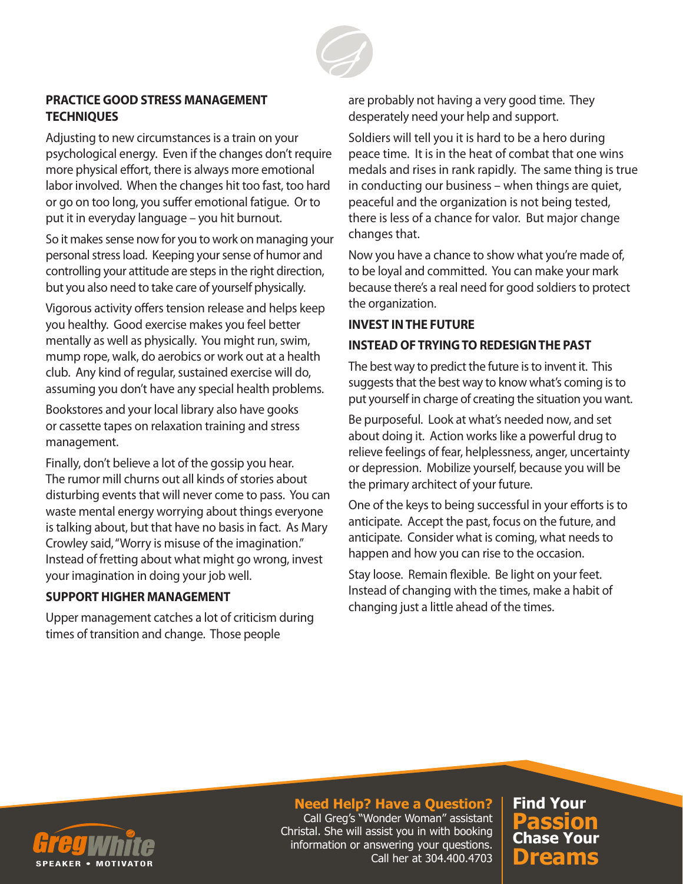## PRACTICE GOOD STRESS MANAGEMENT TECHNIQUES

Adjusting to new circumstances is a train on your psychological energy. Even if the changes don't require more physical effort, there is always more emotional labor involved. When the changes hit too fast, too hard or go on too long, you suffer emotional fatigue. Or to put it in everyday language – you hit burnout.

So it makes sense now for you to work on managing your personal stress load. Keeping your sense of humor and controlling your attitude are steps in the right direction, but you also need to take care of yourself physically.

Vigorous activity offers tension release and helps keep you healthy. Good exercise makes you feel better mentally as well as physically. You might run, swim, mump rope, walk, do aerobics or work out at a health club. Any kind of regular, sustained exercise will do, assuming you don't have any special health problems.

Bookstores and your local library also have gooks or cassette tapes on relaxation training and stress management.

Finally, don't believe a lot of the gossip you hear. The rumor mill churns out all kinds of stories about disturbing events that will never come to pass. You can waste mental energy worrying about things everyone is talking about, but that have no basis in fact. As Mary Crowley said, "Worry is misuse of the imagination." Instead of fretting about what might go wrong, invest your imagination in doing your job well.

## SUPPORT HIGHER MANAGEMENT

Upper management catches a lot of criticism during times of transition and change. Those people are probably not having a very good time. They desperately need your help and support.

Soldiers will tell you it is hard to be a hero during peace time. It is in the heat of combat that one wins medals and rises in rank rapidly. The same thing is true in conducting our business – when things are quiet, peaceful and the organization is not being tested, there is less of a chance for valor. But major change changes that.

Now you have a chance to show what you're made of, to be loyal and committed. You can make your mark because there's a real need for good soldiers to protect the organization.

## INVEST IN THE FUTURE INSTEAD OF TRYING TO REDESIGN THE PAST

The best way to predict the future is to invent it. This suggests that the best way to know what's coming is to put yourself in charge of creating the situation you want.

Be purposeful. Look at what's needed now, and set about doing it. Action works like a powerful drug to relieve feelings of fear, helplessness, anger, uncertainty or depression. Mobilize yourself, because you will be the primary architect of your future.

One of the keys to being successful in your efforts is to anticipate. Accept the past, focus on the future, and anticipate. Consider what is coming, what needs to happen and how you can rise to the occasion.

Stay loose. Remain flexible. Be light on your feet. Instead of changing with the times, make a habit of changing just a little ahead of the times.

**Need Help? Have a Question?**
Call Greg's "Wonder Woman" assistant Christal. She will assist you in with booking information or answering your questions. Call her at 304.400.4703

Greg White
SPEAKER • MOTIVATOR

**Find Your Passion Chase Your Dreams**